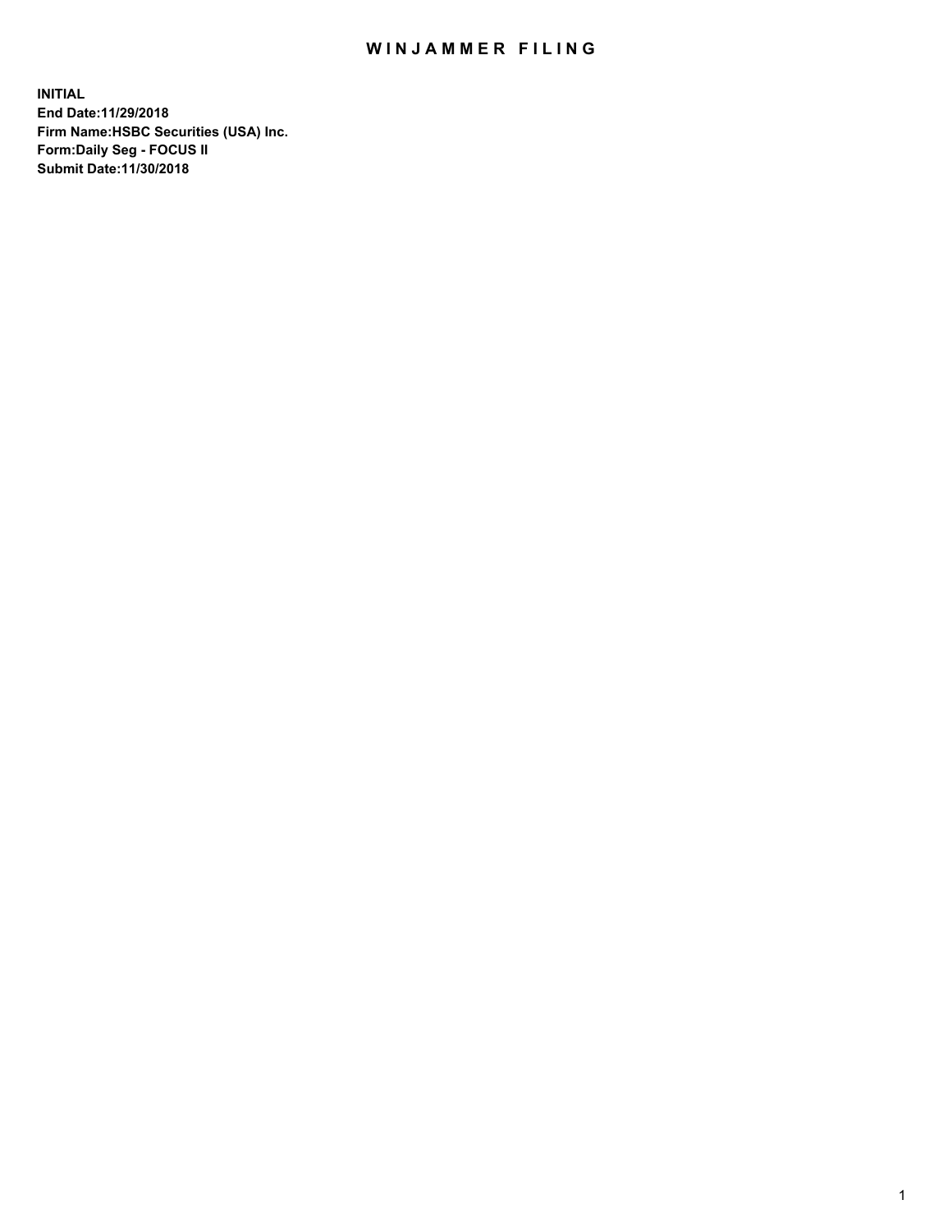# WINJAMMER FILING

**INITIAL**
**End Date:11/29/2018**
**Firm Name:HSBC Securities (USA) Inc.**
**Form:Daily Seg - FOCUS II**
**Submit Date:11/30/2018**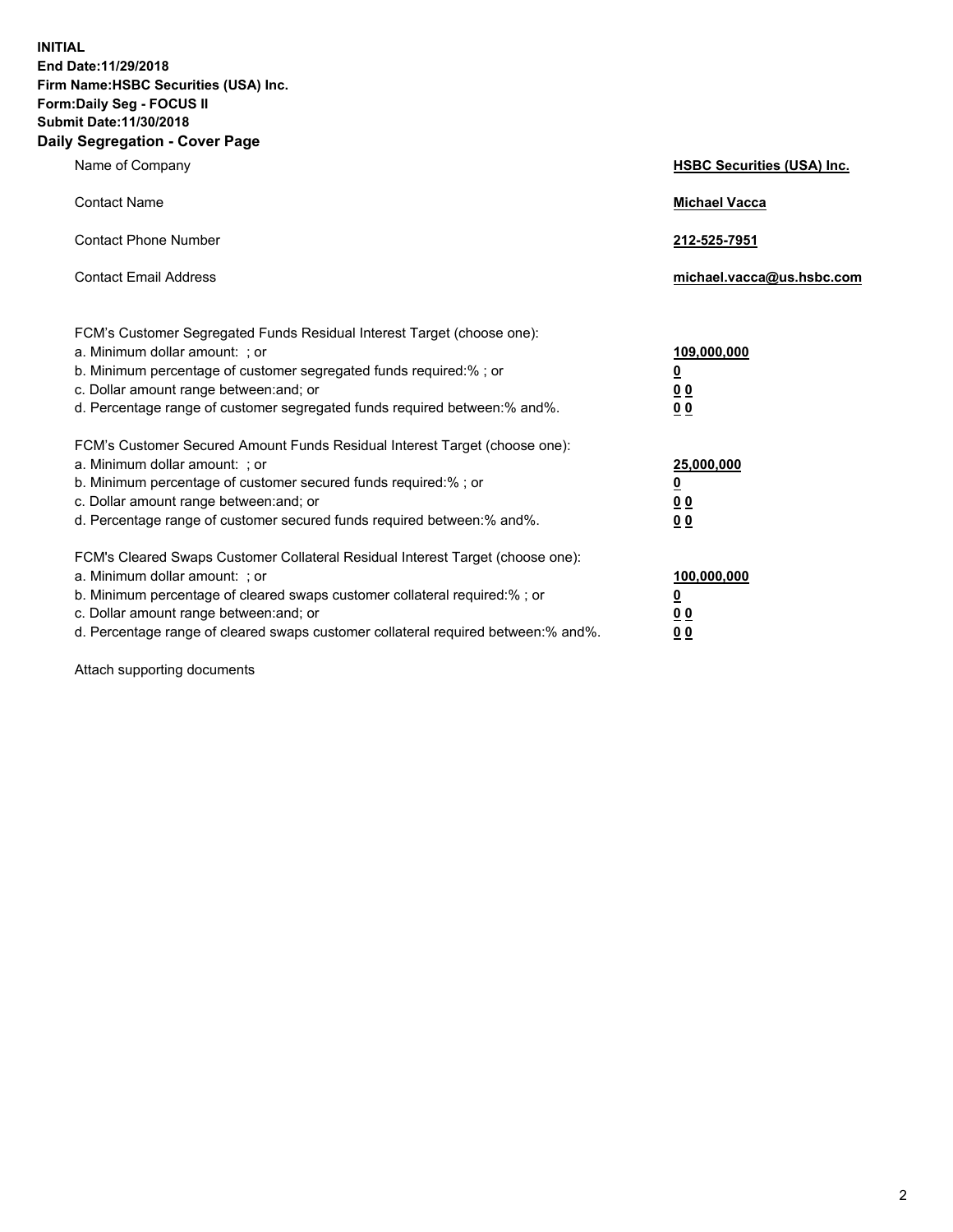**INITIAL**
**End Date:11/29/2018**
**Firm Name:HSBC Securities (USA) Inc.**
**Form:Daily Seg - FOCUS II**
**Submit Date:11/30/2018**

## Daily Segregation - Cover Page

| | |
|---|---|
| Name of Company | **HSBC Securities (USA) Inc.** |
| Contact Name | **Michael Vacca** |
| Contact Phone Number | **212-525-7951** |
| Contact Email Address | **michael.vacca@us.hsbc.com** |

| | |
|---|---|
| FCM's Customer Segregated Funds Residual Interest Target (choose one): | |
| a. Minimum dollar amount: ; or | **109,000,000** |
| b. Minimum percentage of customer segregated funds required:% ; or | **0** |
| c. Dollar amount range between:and; or | **0 0** |
| d. Percentage range of customer segregated funds required between:% and%. | **0 0** |
| FCM's Customer Secured Amount Funds Residual Interest Target (choose one): | |
| a. Minimum dollar amount: ; or | **25,000,000** |
| b. Minimum percentage of customer secured funds required:% ; or | **0** |
| c. Dollar amount range between:and; or | **0 0** |
| d. Percentage range of customer secured funds required between:% and%. | **0 0** |
| FCM's Cleared Swaps Customer Collateral Residual Interest Target (choose one): | |
| a. Minimum dollar amount: ; or | **100,000,000** |
| b. Minimum percentage of cleared swaps customer collateral required:% ; or | **0** |
| c. Dollar amount range between:and; or | **0 0** |
| d. Percentage range of cleared swaps customer collateral required between:% and%. | **0 0** |

Attach supporting documents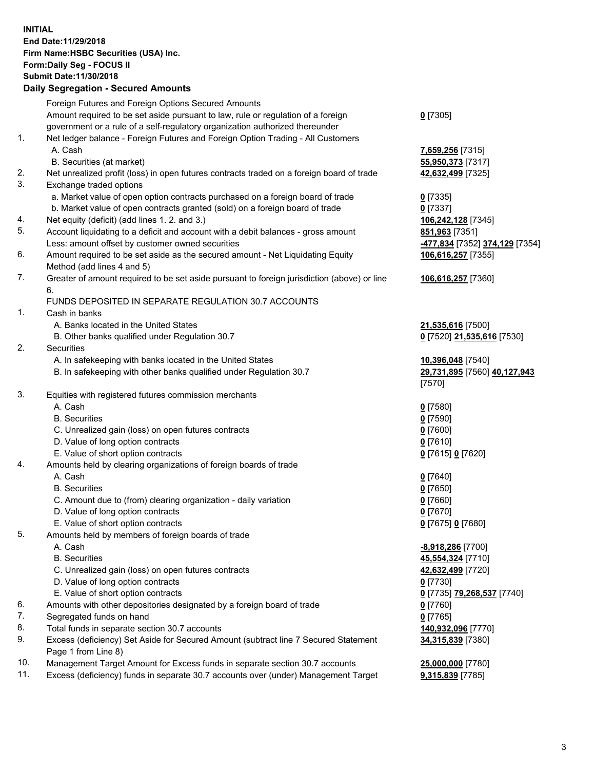**INITIAL**
**End Date:11/29/2018**
**Firm Name:HSBC Securities (USA) Inc.**
**Form:Daily Seg - FOCUS II**
**Submit Date:11/30/2018**

## Daily Segregation - Secured Amounts

| | | |
|---|---|---|
| | Foreign Futures and Foreign Options Secured Amounts | |
| | Amount required to be set aside pursuant to law, rule or regulation of a foreign government or a rule of a self-regulatory organization authorized thereunder | **0** [7305] |
| 1. | Net ledger balance - Foreign Futures and Foreign Option Trading - All Customers | |
| | A. Cash | **7,659,256** [7315] |
| | B. Securities (at market) | **55,950,373** [7317] |
| 2. | Net unrealized profit (loss) in open futures contracts traded on a foreign board of trade | **42,632,499** [7325] |
| 3. | Exchange traded options | |
| | a. Market value of open option contracts purchased on a foreign board of trade | **0** [7335] |
| | b. Market value of open contracts granted (sold) on a foreign board of trade | **0** [7337] |
| 4. | Net equity (deficit) (add lines 1. 2. and 3.) | **106,242,128** [7345] |
| 5. | Account liquidating to a deficit and account with a debit balances - gross amount | **851,963** [7351] |
| | Less: amount offset by customer owned securities | **-477,834** [7352] **374,129** [7354] |
| 6. | Amount required to be set aside as the secured amount - Net Liquidating Equity Method (add lines 4 and 5) | **106,616,257** [7355] |
| 7. | Greater of amount required to be set aside pursuant to foreign jurisdiction (above) or line 6. | **106,616,257** [7360] |
| | FUNDS DEPOSITED IN SEPARATE REGULATION 30.7 ACCOUNTS | |
| 1. | Cash in banks | |
| | A. Banks located in the United States | **21,535,616** [7500] |
| | B. Other banks qualified under Regulation 30.7 | **0** [7520] **21,535,616** [7530] |
| 2. | Securities | |
| | A. In safekeeping with banks located in the United States | **10,396,048** [7540] |
| | B. In safekeeping with other banks qualified under Regulation 30.7 | **29,731,895** [7560] **40,127,943** [7570] |
| 3. | Equities with registered futures commission merchants | |
| | A. Cash | **0** [7580] |
| | B. Securities | **0** [7590] |
| | C. Unrealized gain (loss) on open futures contracts | **0** [7600] |
| | D. Value of long option contracts | **0** [7610] |
| | E. Value of short option contracts | **0** [7615] **0** [7620] |
| 4. | Amounts held by clearing organizations of foreign boards of trade | |
| | A. Cash | **0** [7640] |
| | B. Securities | **0** [7650] |
| | C. Amount due to (from) clearing organization - daily variation | **0** [7660] |
| | D. Value of long option contracts | **0** [7670] |
| | E. Value of short option contracts | **0** [7675] **0** [7680] |
| 5. | Amounts held by members of foreign boards of trade | |
| | A. Cash | **-8,918,286** [7700] |
| | B. Securities | **45,554,324** [7710] |
| | C. Unrealized gain (loss) on open futures contracts | **42,632,499** [7720] |
| | D. Value of long option contracts | **0** [7730] |
| | E. Value of short option contracts | **0** [7735] **79,268,537** [7740] |
| 6. | Amounts with other depositories designated by a foreign board of trade | **0** [7760] |
| 7. | Segregated funds on hand | **0** [7765] |
| 8. | Total funds in separate section 30.7 accounts | **140,932,096** [7770] |
| 9. | Excess (deficiency) Set Aside for Secured Amount (subtract line 7 Secured Statement Page 1 from Line 8) | **34,315,839** [7380] |
| 10. | Management Target Amount for Excess funds in separate section 30.7 accounts | **25,000,000** [7780] |
| 11. | Excess (deficiency) funds in separate 30.7 accounts over (under) Management Target | **9,315,839** [7785] |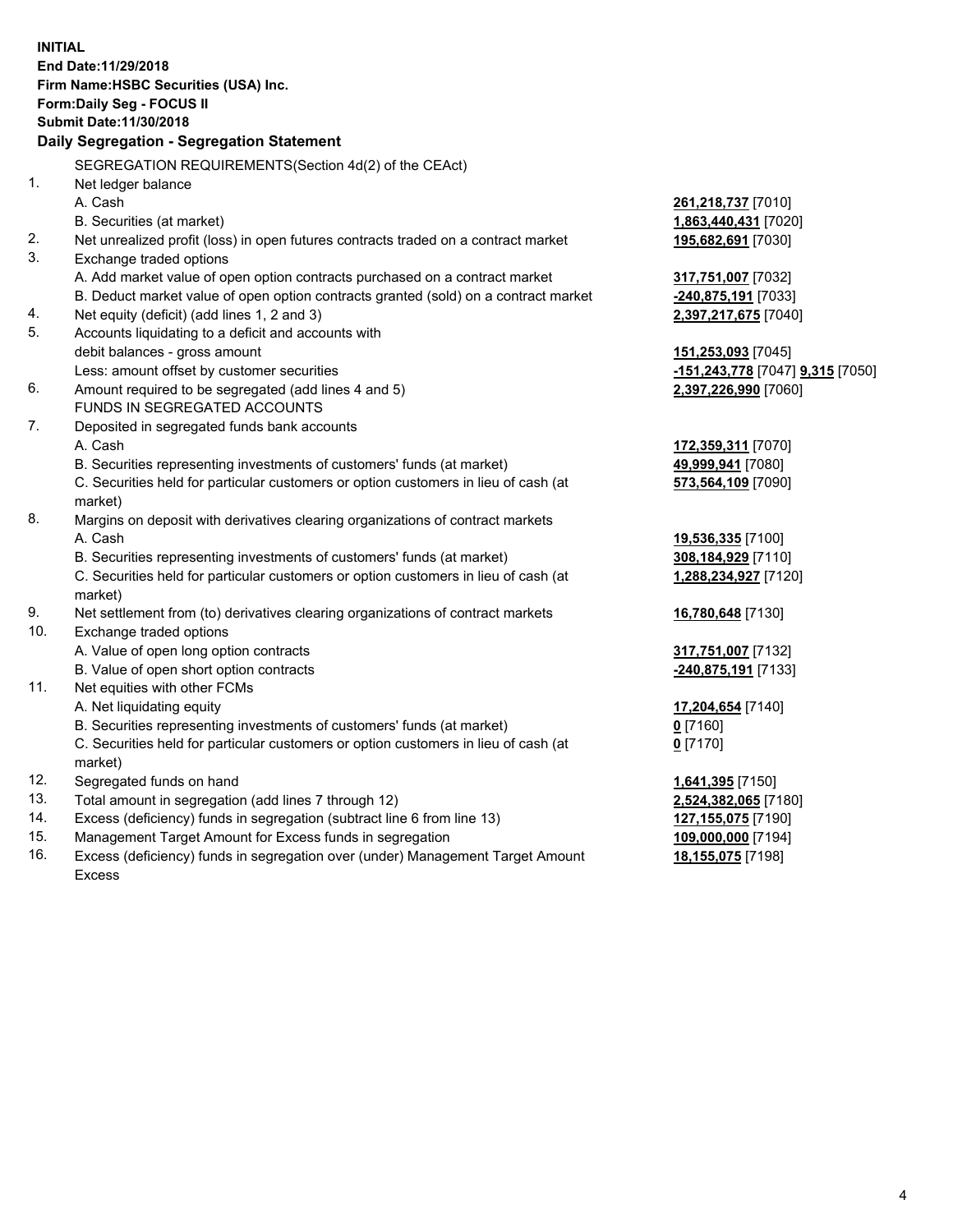**INITIAL**
**End Date:11/29/2018**
**Firm Name:HSBC Securities (USA) Inc.**
**Form:Daily Seg - FOCUS II**
**Submit Date:11/30/2018**

## Daily Segregation - Segregation Statement

SEGREGATION REQUIREMENTS(Section 4d(2) of the CEAct)

| | | |
|---|---|---|
| 1. | Net ledger balance | |
| | A. Cash | **261,218,737** [7010] |
| | B. Securities (at market) | **1,863,440,431** [7020] |
| 2. | Net unrealized profit (loss) in open futures contracts traded on a contract market | **195,682,691** [7030] |
| 3. | Exchange traded options | |
| | A. Add market value of open option contracts purchased on a contract market | **317,751,007** [7032] |
| | B. Deduct market value of open option contracts granted (sold) on a contract market | **-240,875,191** [7033] |
| 4. | Net equity (deficit) (add lines 1, 2 and 3) | **2,397,217,675** [7040] |
| 5. | Accounts liquidating to a deficit and accounts with debit balances - gross amount | **151,253,093** [7045] |
| | Less: amount offset by customer securities | **-151,243,778** [7047] **9,315** [7050] |
| 6. | Amount required to be segregated (add lines 4 and 5) | **2,397,226,990** [7060] |
| | FUNDS IN SEGREGATED ACCOUNTS | |
| 7. | Deposited in segregated funds bank accounts | |
| | A. Cash | **172,359,311** [7070] |
| | B. Securities representing investments of customers' funds (at market) | **49,999,941** [7080] |
| | C. Securities held for particular customers or option customers in lieu of cash (at market) | **573,564,109** [7090] |
| 8. | Margins on deposit with derivatives clearing organizations of contract markets | |
| | A. Cash | **19,536,335** [7100] |
| | B. Securities representing investments of customers' funds (at market) | **308,184,929** [7110] |
| | C. Securities held for particular customers or option customers in lieu of cash (at market) | **1,288,234,927** [7120] |
| 9. | Net settlement from (to) derivatives clearing organizations of contract markets | **16,780,648** [7130] |
| 10. | Exchange traded options | |
| | A. Value of open long option contracts | **317,751,007** [7132] |
| | B. Value of open short option contracts | **-240,875,191** [7133] |
| 11. | Net equities with other FCMs | |
| | A. Net liquidating equity | **17,204,654** [7140] |
| | B. Securities representing investments of customers' funds (at market) | **0** [7160] |
| | C. Securities held for particular customers or option customers in lieu of cash (at market) | **0** [7170] |
| 12. | Segregated funds on hand | **1,641,395** [7150] |
| 13. | Total amount in segregation (add lines 7 through 12) | **2,524,382,065** [7180] |
| 14. | Excess (deficiency) funds in segregation (subtract line 6 from line 13) | **127,155,075** [7190] |
| 15. | Management Target Amount for Excess funds in segregation | **109,000,000** [7194] |
| 16. | Excess (deficiency) funds in segregation over (under) Management Target Amount Excess | **18,155,075** [7198] |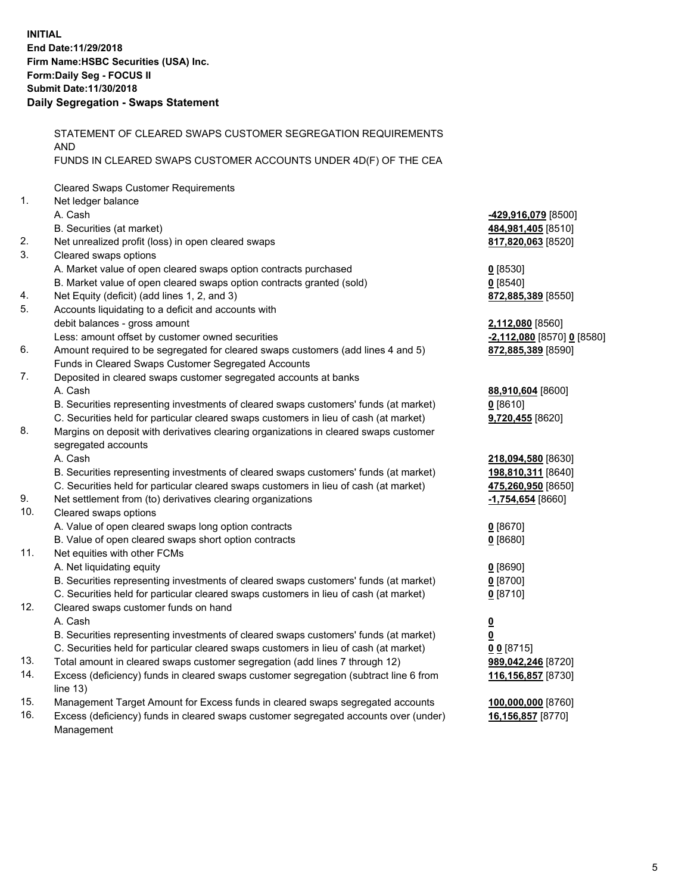**INITIAL**
**End Date:11/29/2018**
**Firm Name:HSBC Securities (USA) Inc.**
**Form:Daily Seg - FOCUS II**
**Submit Date:11/30/2018**
**Daily Segregation - Swaps Statement**

STATEMENT OF CLEARED SWAPS CUSTOMER SEGREGATION REQUIREMENTS AND FUNDS IN CLEARED SWAPS CUSTOMER ACCOUNTS UNDER 4D(F) OF THE CEA

| | | |
|---|---|---|
| | Cleared Swaps Customer Requirements | |
| 1. | Net ledger balance | |
| | A. Cash | **-429,916,079** [8500] |
| | B. Securities (at market) | **484,981,405** [8510] |
| 2. | Net unrealized profit (loss) in open cleared swaps | **817,820,063** [8520] |
| 3. | Cleared swaps options | |
| | A. Market value of open cleared swaps option contracts purchased | **0** [8530] |
| | B. Market value of open cleared swaps option contracts granted (sold) | **0** [8540] |
| 4. | Net Equity (deficit) (add lines 1, 2, and 3) | **872,885,389** [8550] |
| 5. | Accounts liquidating to a deficit and accounts with debit balances - gross amount | **2,112,080** [8560] |
| | Less: amount offset by customer owned securities | **-2,112,080** [8570] **0** [8580] |
| 6. | Amount required to be segregated for cleared swaps customers (add lines 4 and 5) | **872,885,389** [8590] |
| | Funds in Cleared Swaps Customer Segregated Accounts | |
| 7. | Deposited in cleared swaps customer segregated accounts at banks | |
| | A. Cash | **88,910,604** [8600] |
| | B. Securities representing investments of cleared swaps customers' funds (at market) | **0** [8610] |
| | C. Securities held for particular cleared swaps customers in lieu of cash (at market) | **9,720,455** [8620] |
| 8. | Margins on deposit with derivatives clearing organizations in cleared swaps customer segregated accounts | |
| | A. Cash | **218,094,580** [8630] |
| | B. Securities representing investments of cleared swaps customers' funds (at market) | **198,810,311** [8640] |
| | C. Securities held for particular cleared swaps customers in lieu of cash (at market) | **475,260,950** [8650] |
| 9. | Net settlement from (to) derivatives clearing organizations | **-1,754,654** [8660] |
| 10. | Cleared swaps options | |
| | A. Value of open cleared swaps long option contracts | **0** [8670] |
| | B. Value of open cleared swaps short option contracts | **0** [8680] |
| 11. | Net equities with other FCMs | |
| | A. Net liquidating equity | **0** [8690] |
| | B. Securities representing investments of cleared swaps customers' funds (at market) | **0** [8700] |
| | C. Securities held for particular cleared swaps customers in lieu of cash (at market) | **0** [8710] |
| 12. | Cleared swaps customer funds on hand | |
| | A. Cash | **0** |
| | B. Securities representing investments of cleared swaps customers' funds (at market) | **0** |
| | C. Securities held for particular cleared swaps customers in lieu of cash (at market) | **0** **0** [8715] |
| 13. | Total amount in cleared swaps customer segregation (add lines 7 through 12) | **989,042,246** [8720] |
| 14. | Excess (deficiency) funds in cleared swaps customer segregation (subtract line 6 from line 13) | **116,156,857** [8730] |
| 15. | Management Target Amount for Excess funds in cleared swaps segregated accounts | **100,000,000** [8760] |
| 16. | Excess (deficiency) funds in cleared swaps customer segregated accounts over (under) Management | **16,156,857** [8770] |